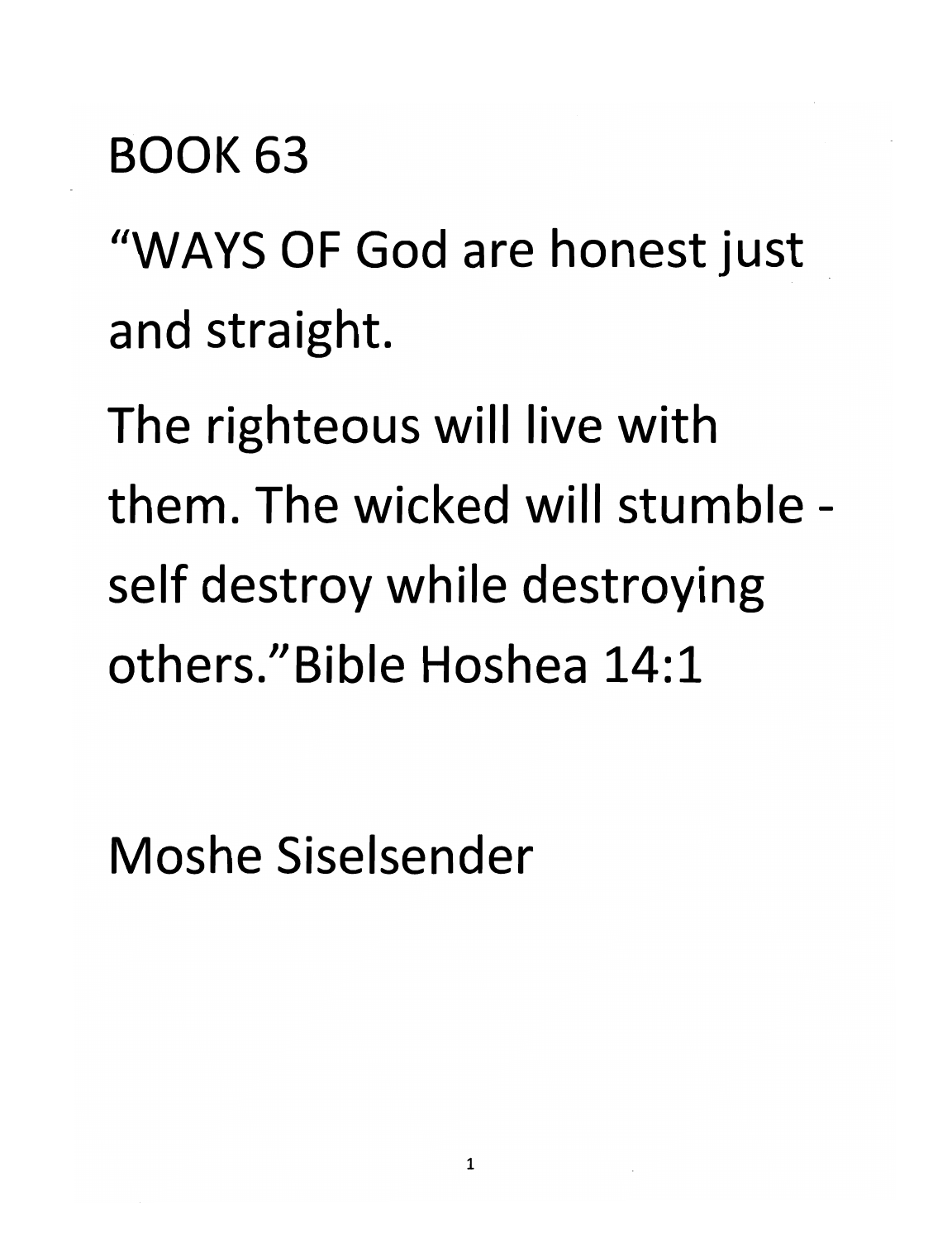# BOOK 63

"WAYS OF God are honest just and straight.

The righteous will live with them. The wicked will stumble - self destroy while destroying others."Bible Hoshea 14:1

Moshe Siselsender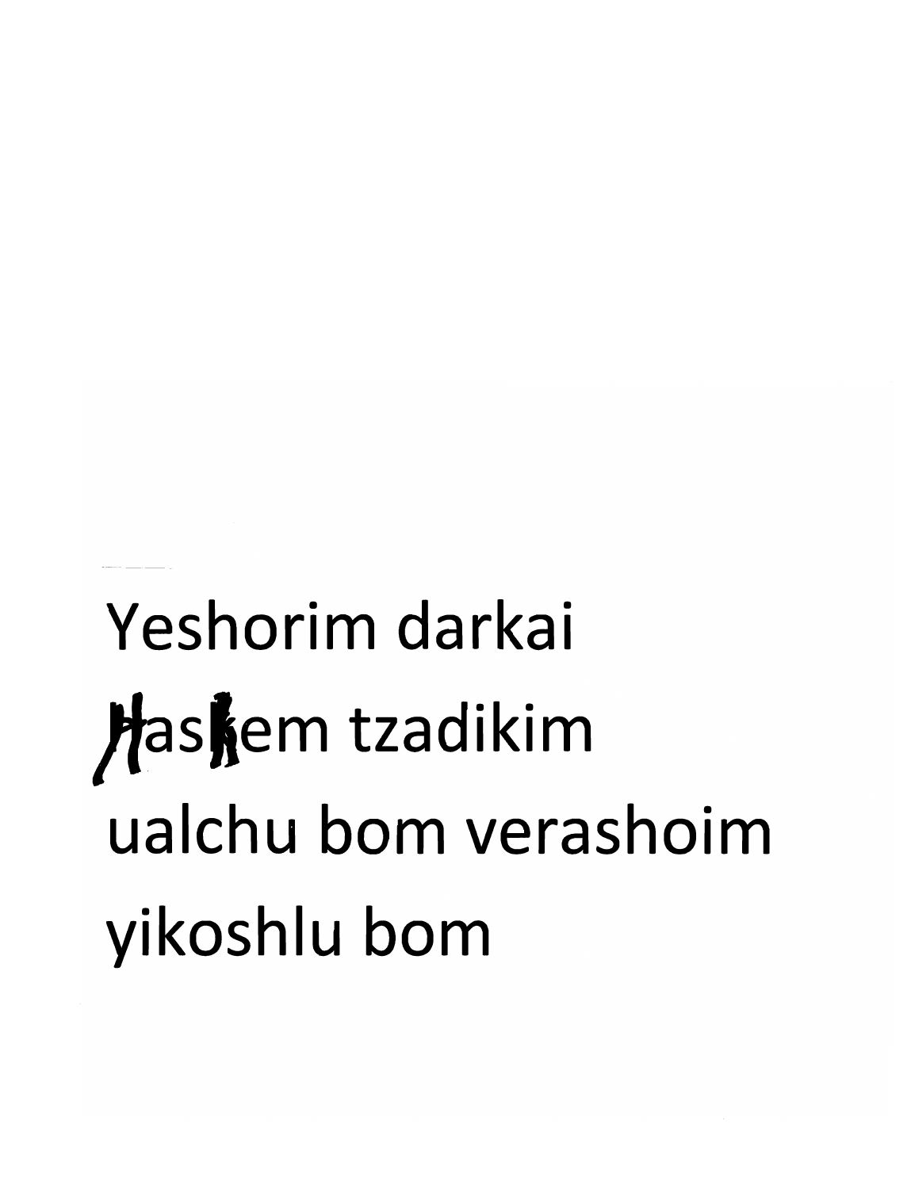Yeshorim darkai
Haskem tzadikim
ualchu bom verashoim
yikoshlu bom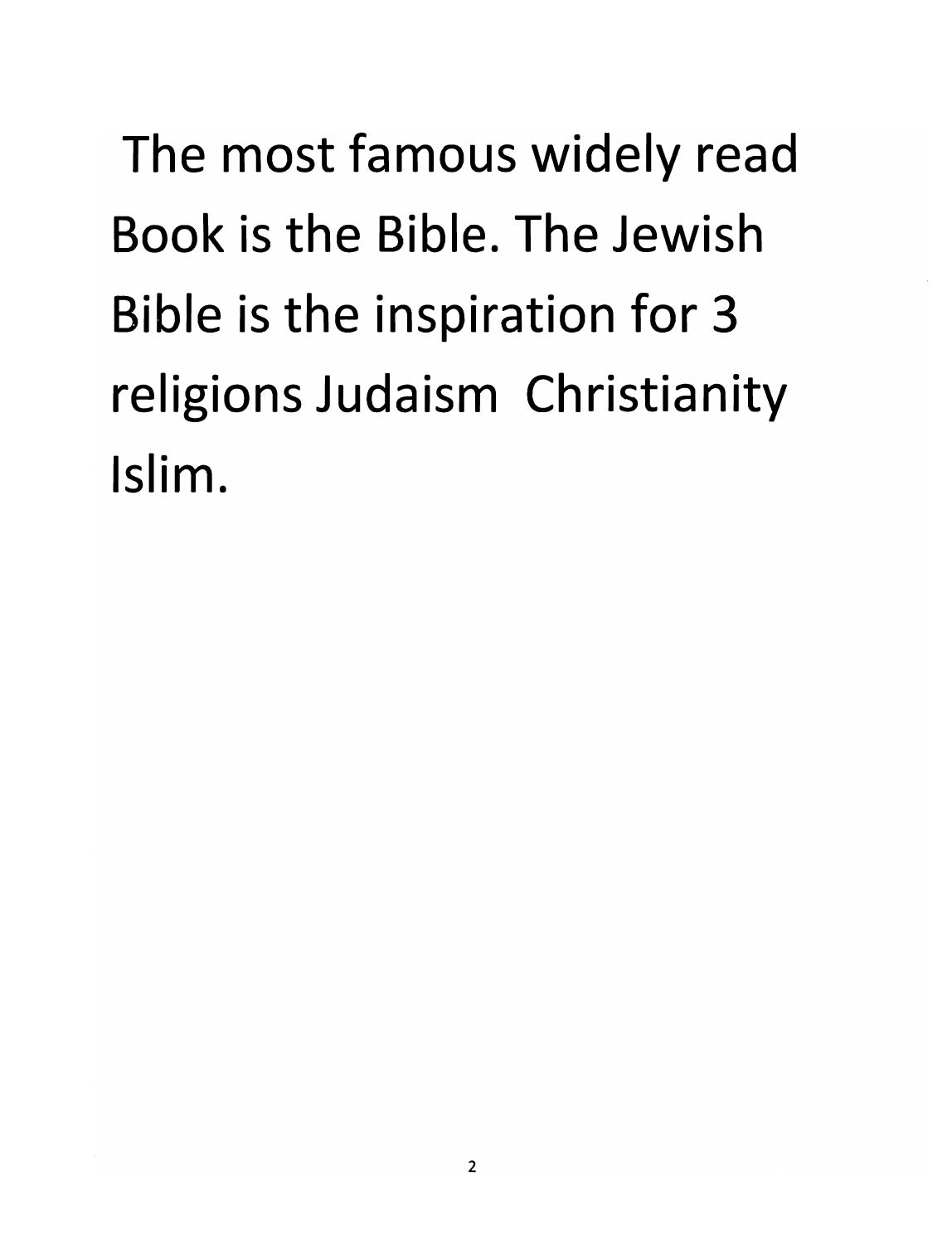The most famous widely read Book is the Bible. The Jewish Bible is the inspiration for 3 religions Judaism  Christianity Islim.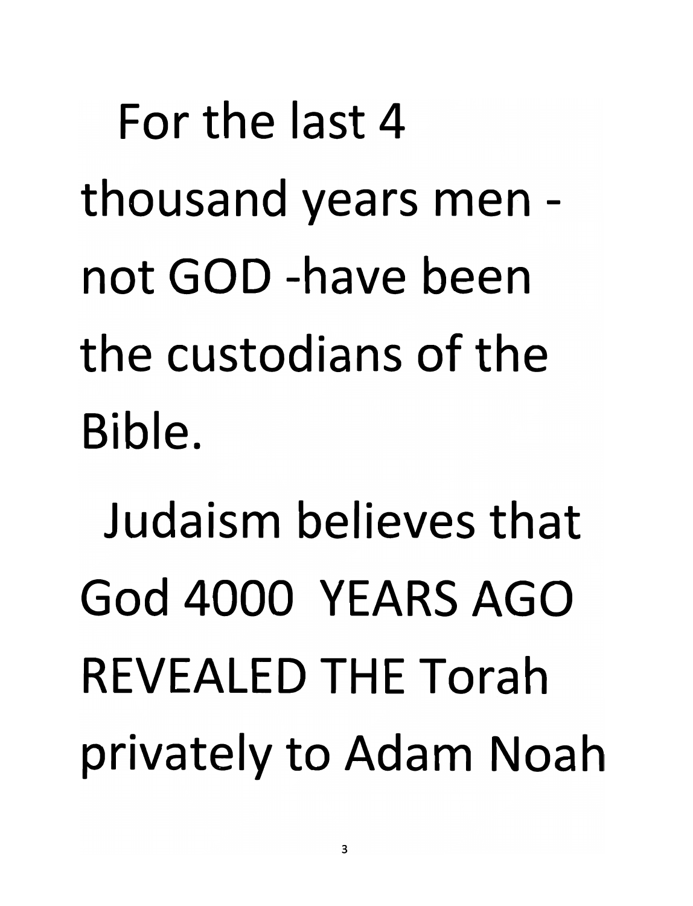For the last 4 thousand years men - not GOD -have been the custodians of the Bible.

Judaism believes that God 4000 YEARS AGO REVEALED THE Torah privately to Adam Noah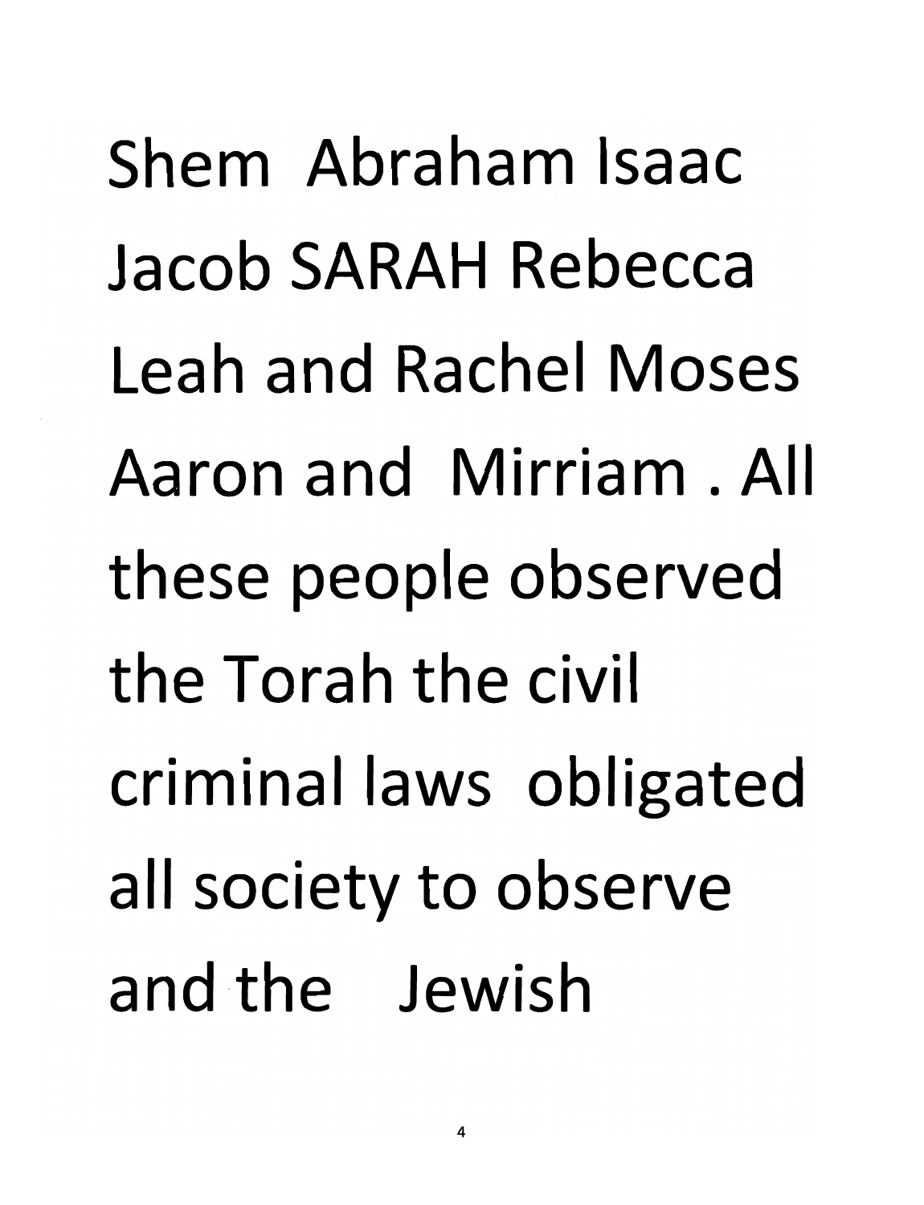Shem Abraham Isaac Jacob SARAH Rebecca Leah and Rachel Moses Aaron and Mirriam . All these people observed the Torah the civil criminal laws obligated all society to observe and the Jewish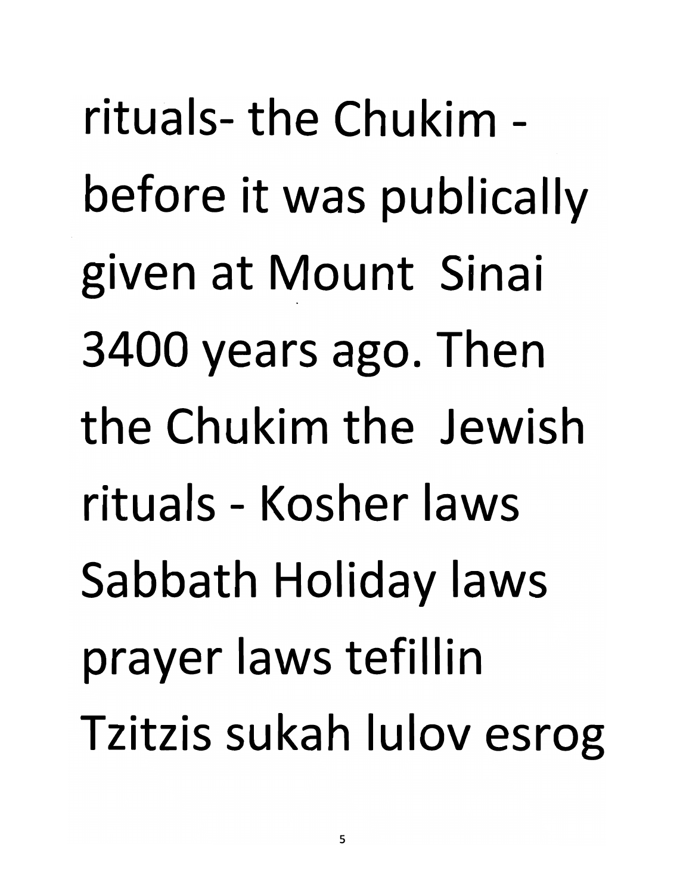rituals- the Chukim - before it was publically given at Mount Sinai 3400 years ago. Then the Chukim the Jewish rituals - Kosher laws Sabbath Holiday laws prayer laws tefillin Tzitzis sukah lulov esrog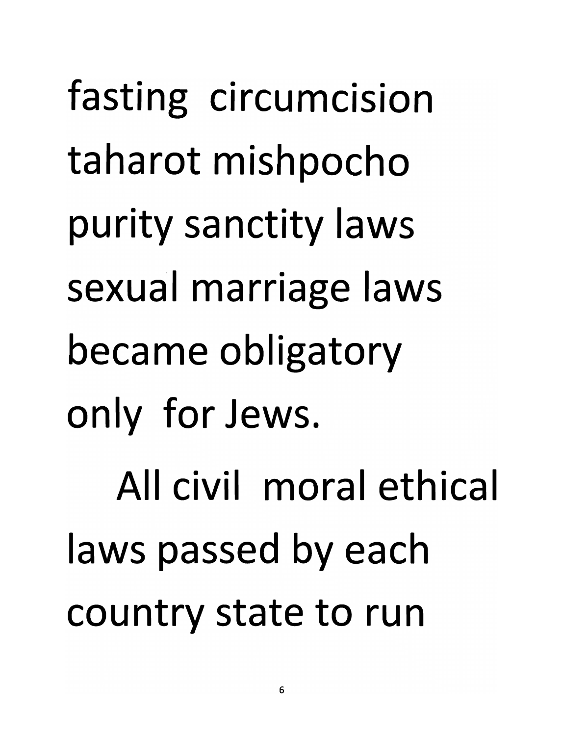fasting circumcision taharot mishpocho purity sanctity laws sexual marriage laws became obligatory only for Jews.

All civil moral ethical laws passed by each country state to run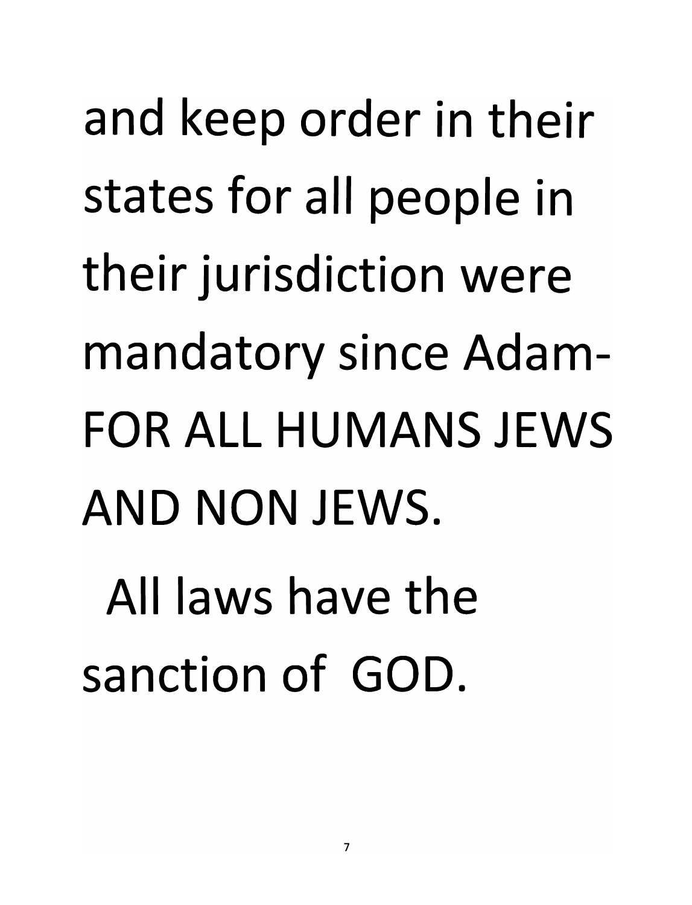and keep order in their states for all people in their jurisdiction were mandatory since Adam- FOR ALL HUMANS JEWS AND NON JEWS.

All laws have the sanction of GOD.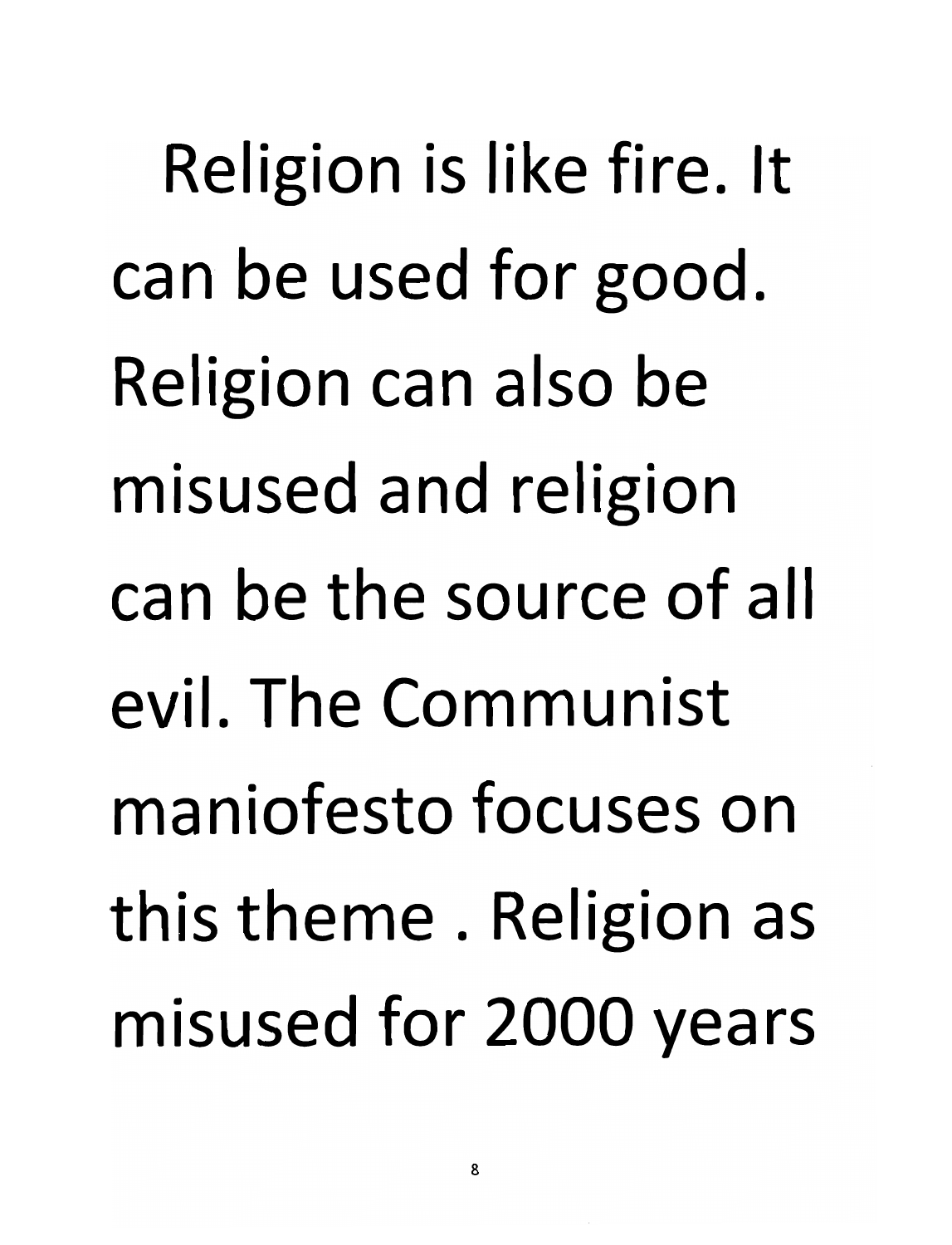Religion is like fire. It can be used for good. Religion can also be misused and religion can be the source of all evil. The Communist maniofesto focuses on this theme . Religion as misused for 2000 years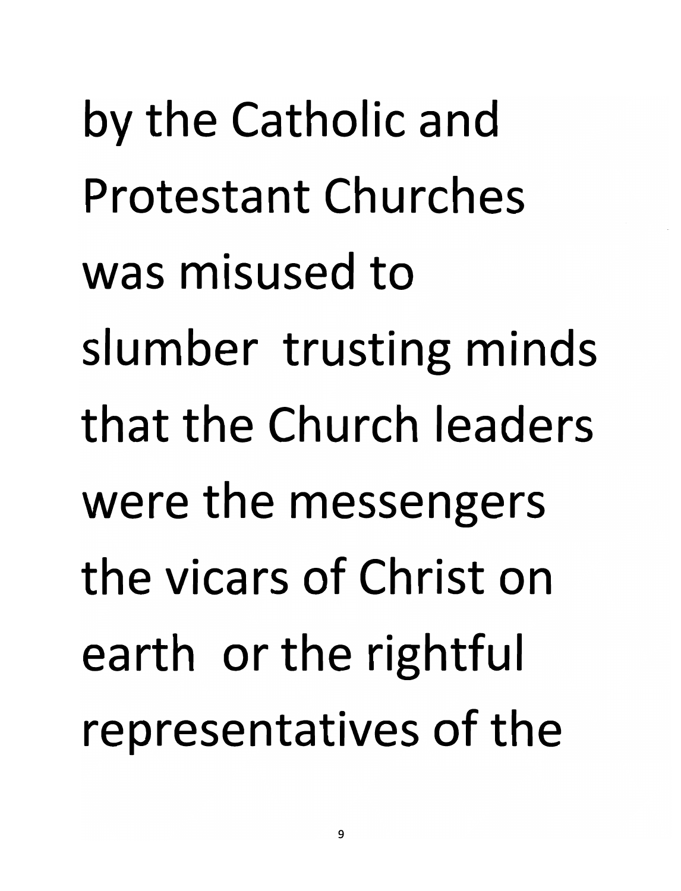by the Catholic and Protestant Churches was misused to slumber trusting minds that the Church leaders were the messengers the vicars of Christ on earth or the rightful representatives of the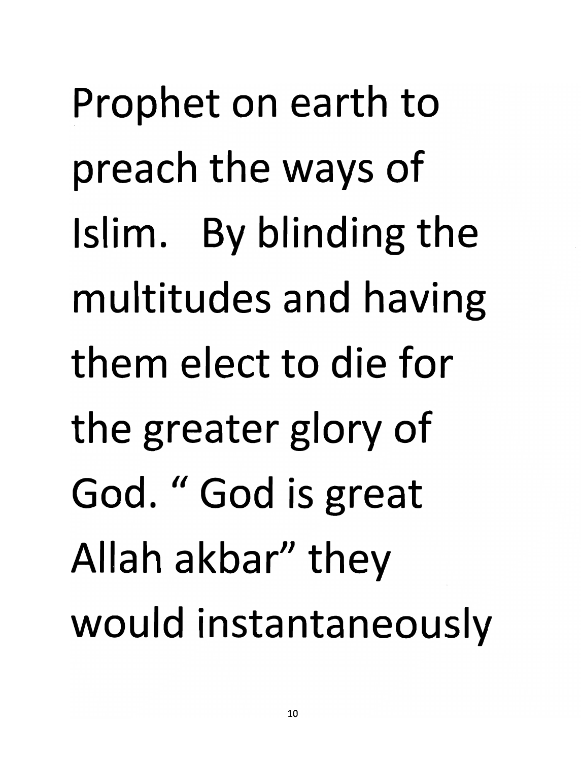Prophet on earth to preach the ways of Islim. By blinding the multitudes and having them elect to die for the greater glory of God. " God is great Allah akbar" they would instantaneously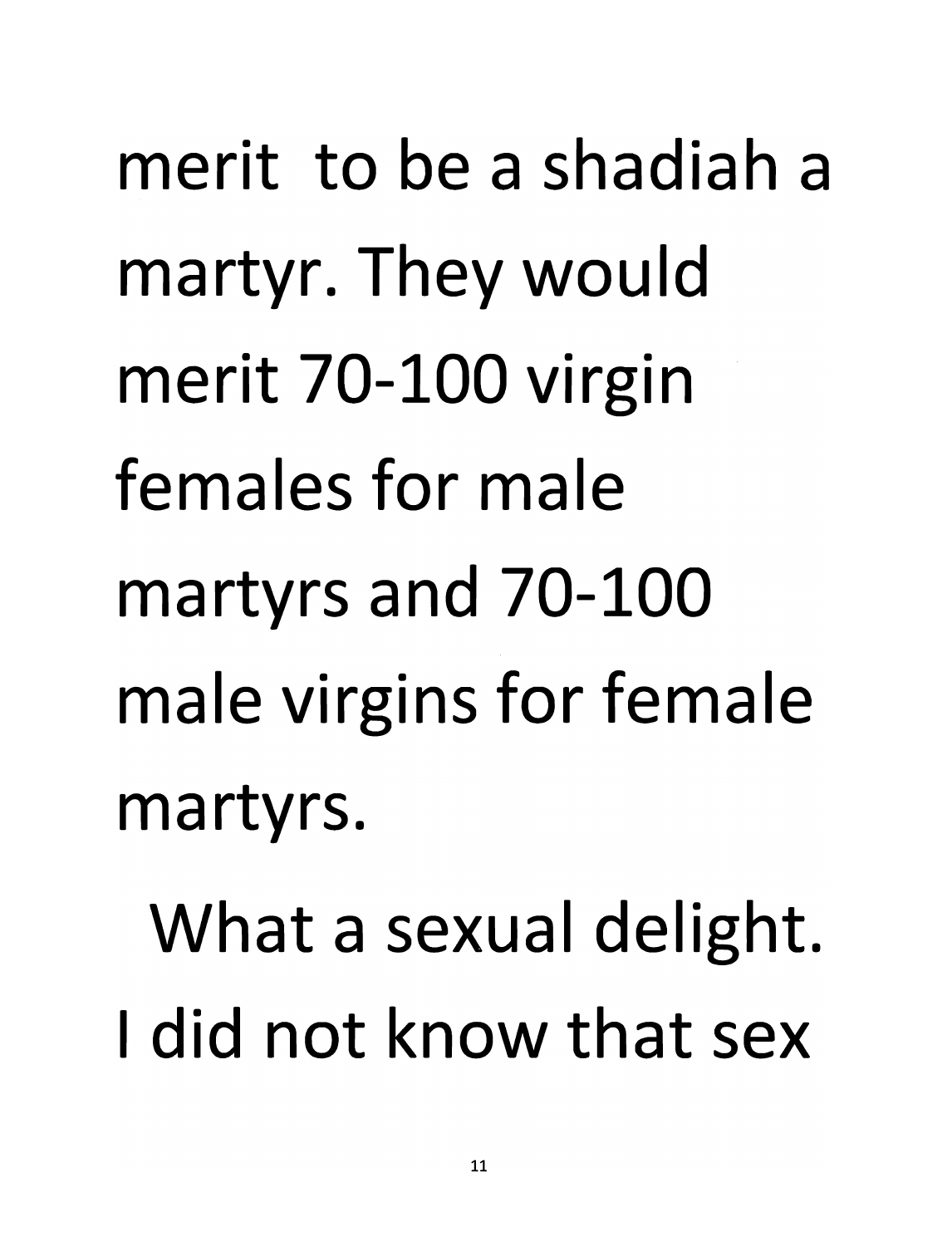merit to be a shadiah a martyr. They would merit 70-100 virgin females for male martyrs and 70-100 male virgins for female martyrs.

What a sexual delight. I did not know that sex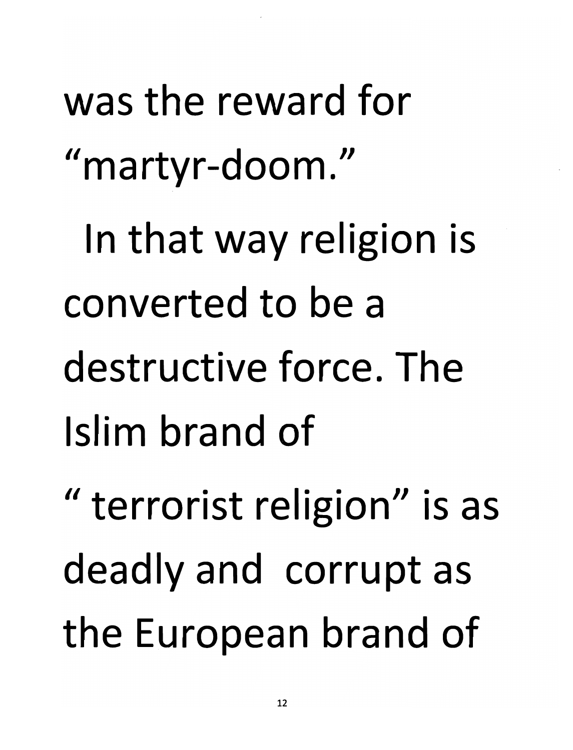was the reward for "martyr-doom."

In that way religion is converted to be a destructive force. The Islim brand of " terrorist religion" is as deadly and corrupt as the European brand of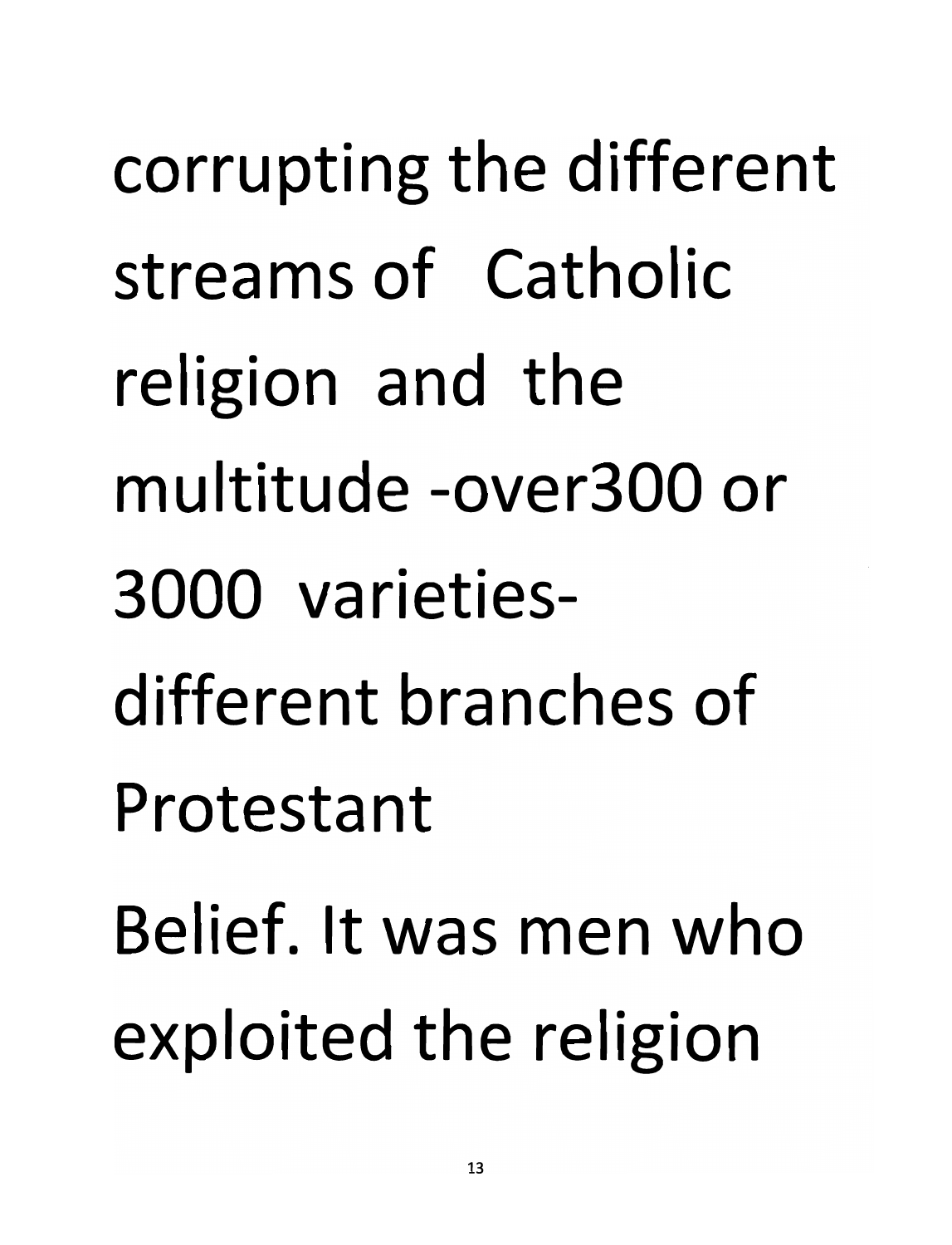corrupting the different streams of  Catholic religion  and  the multitude -over300 or 3000  varieties- different branches of Protestant

Belief. It was men who exploited the religion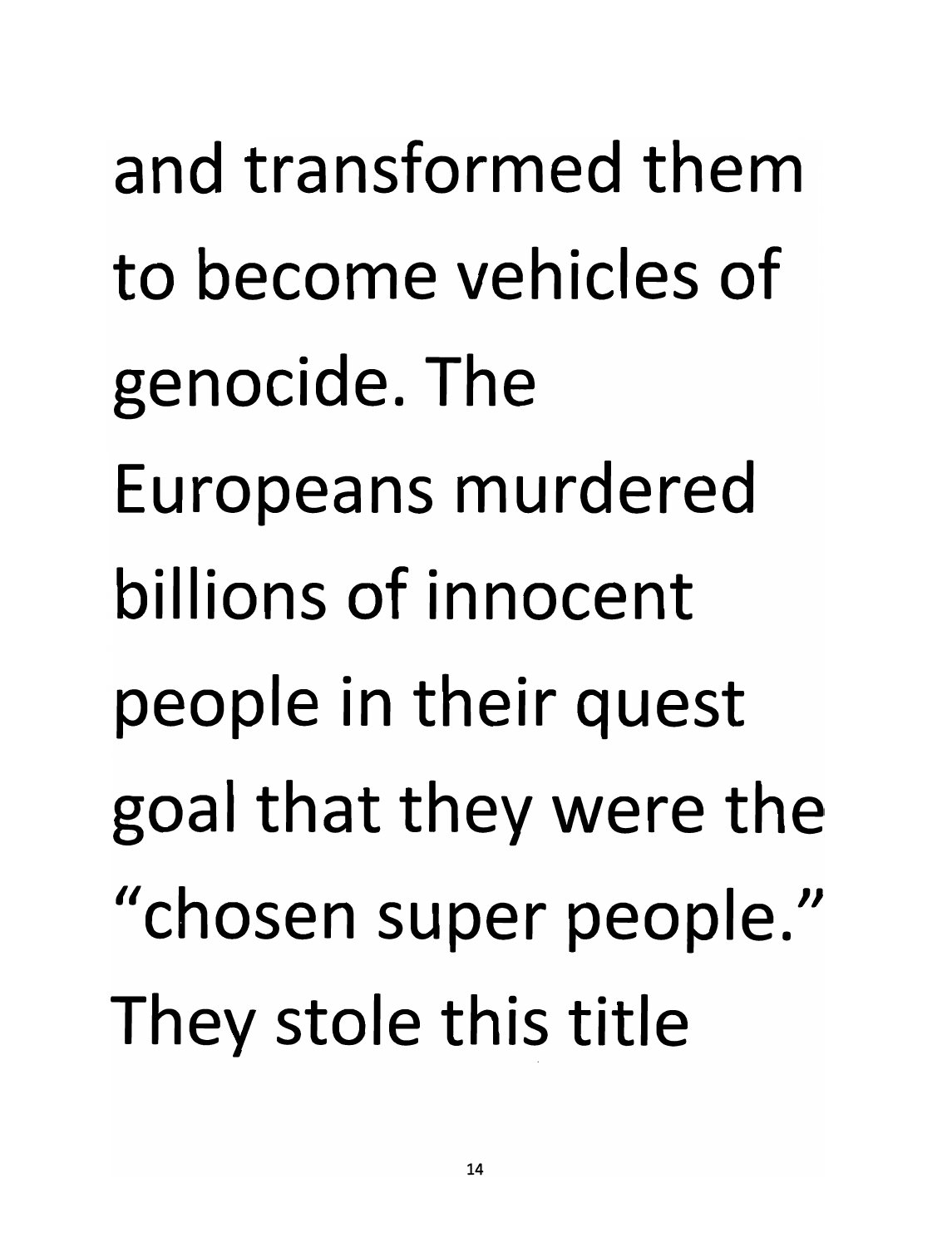and transformed them to become vehicles of genocide. The Europeans murdered billions of innocent people in their quest goal that they were the "chosen super people." They stole this title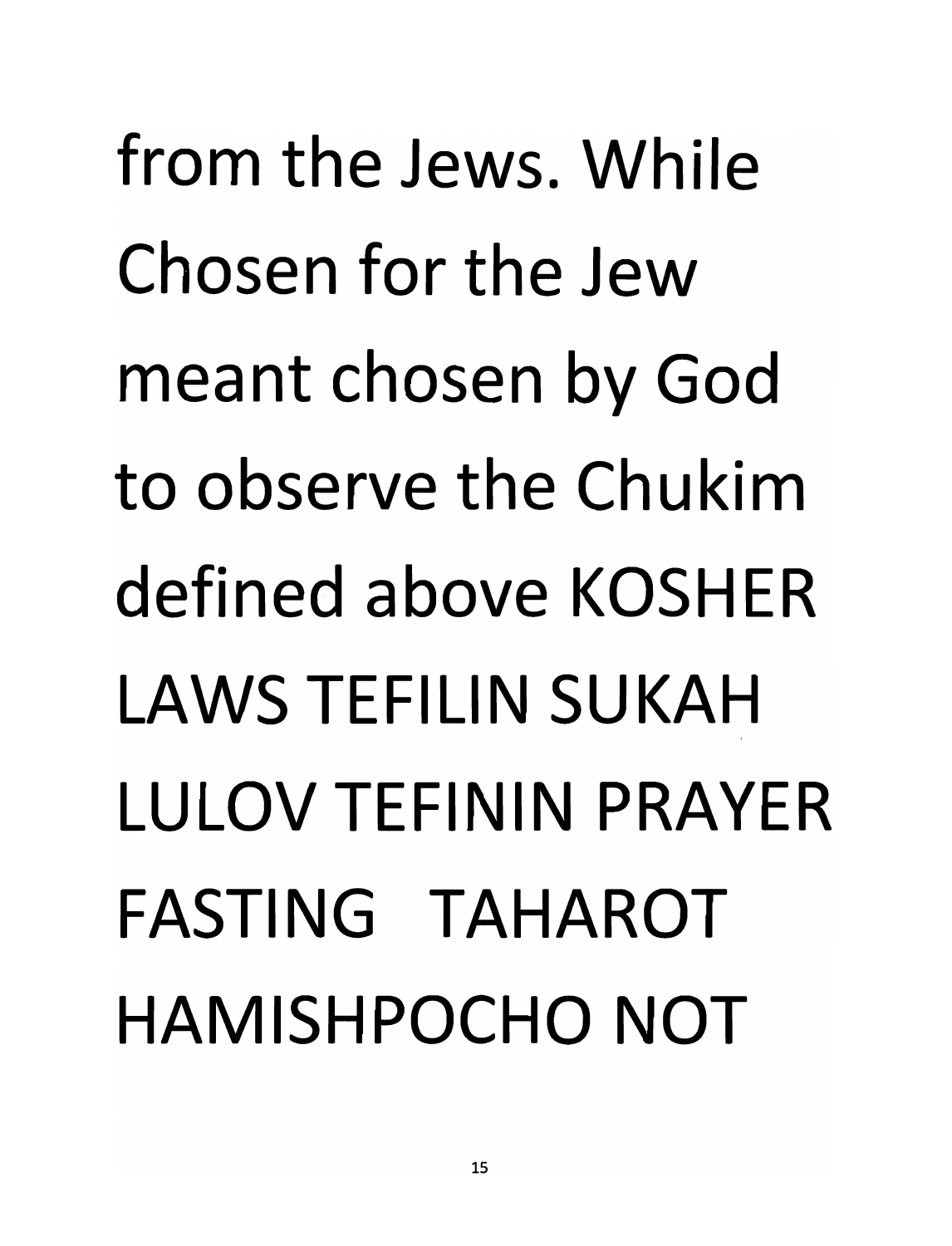from the Jews. While Chosen for the Jew meant chosen by God to observe the Chukim defined above KOSHER LAWS TEFILIN SUKAH LULOV TEFININ PRAYER FASTING TAHAROT HAMISHPOCHO NOT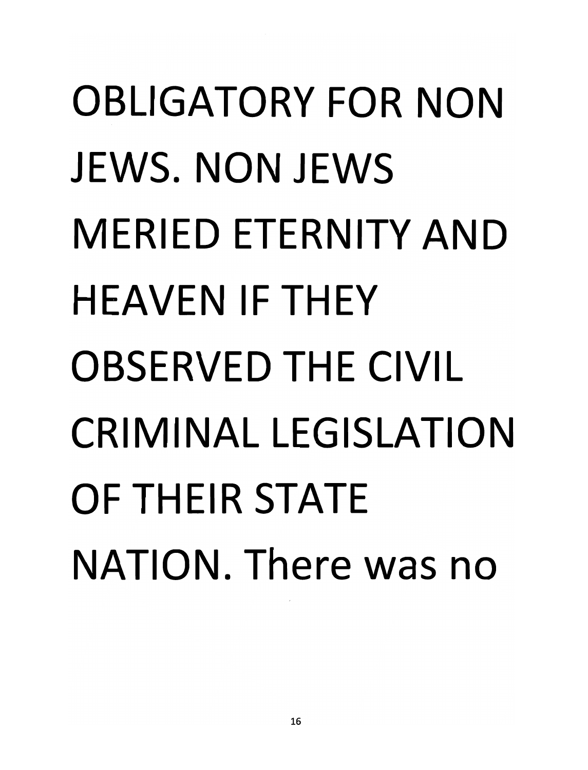OBLIGATORY FOR NON JEWS. NON JEWS MERIED ETERNITY AND HEAVEN IF THEY OBSERVED THE CIVIL CRIMINAL LEGISLATION OF THEIR STATE NATION. There was no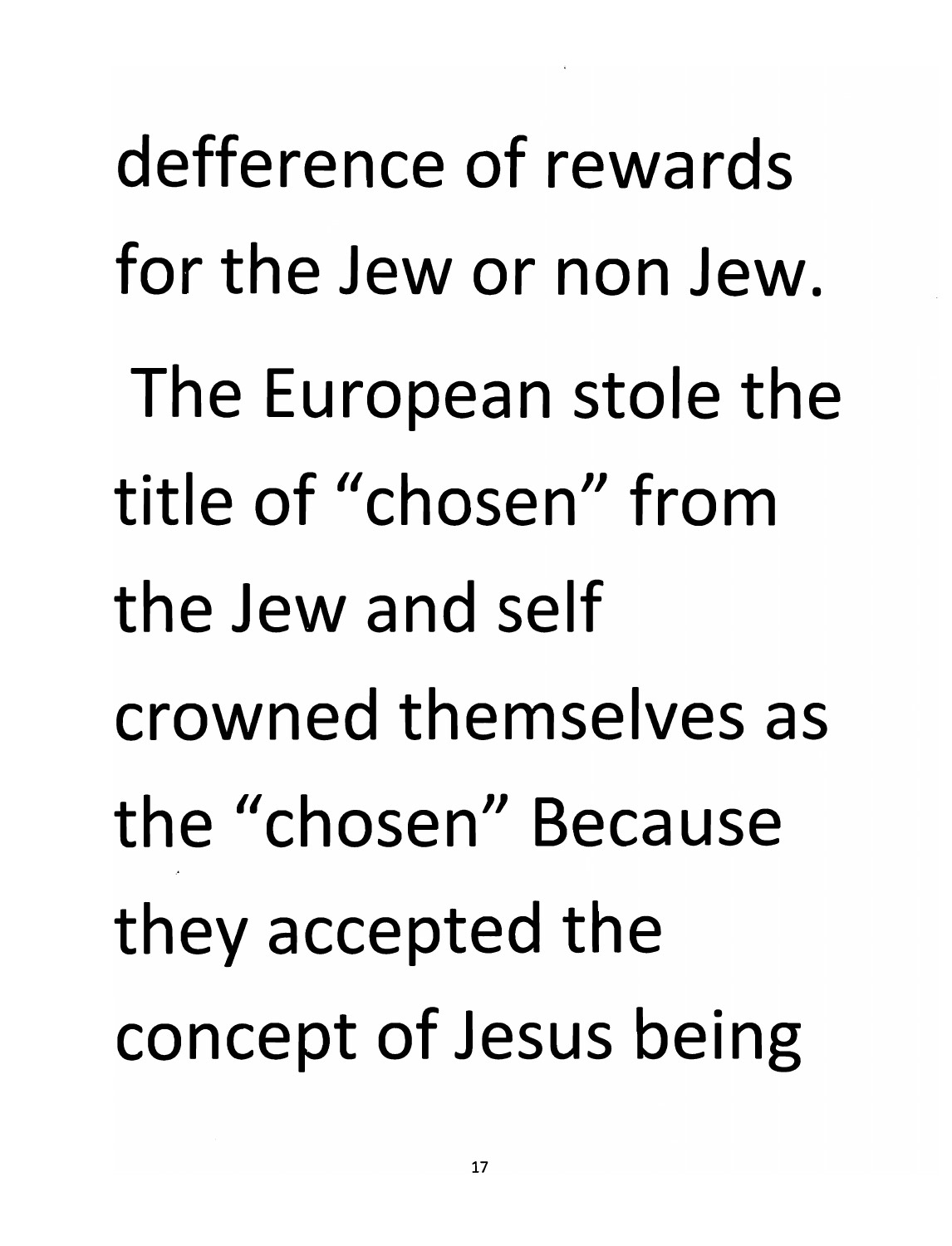defference of rewards for the Jew or non Jew.

The European stole the title of "chosen" from the Jew and self crowned themselves as the "chosen" Because they accepted the concept of Jesus being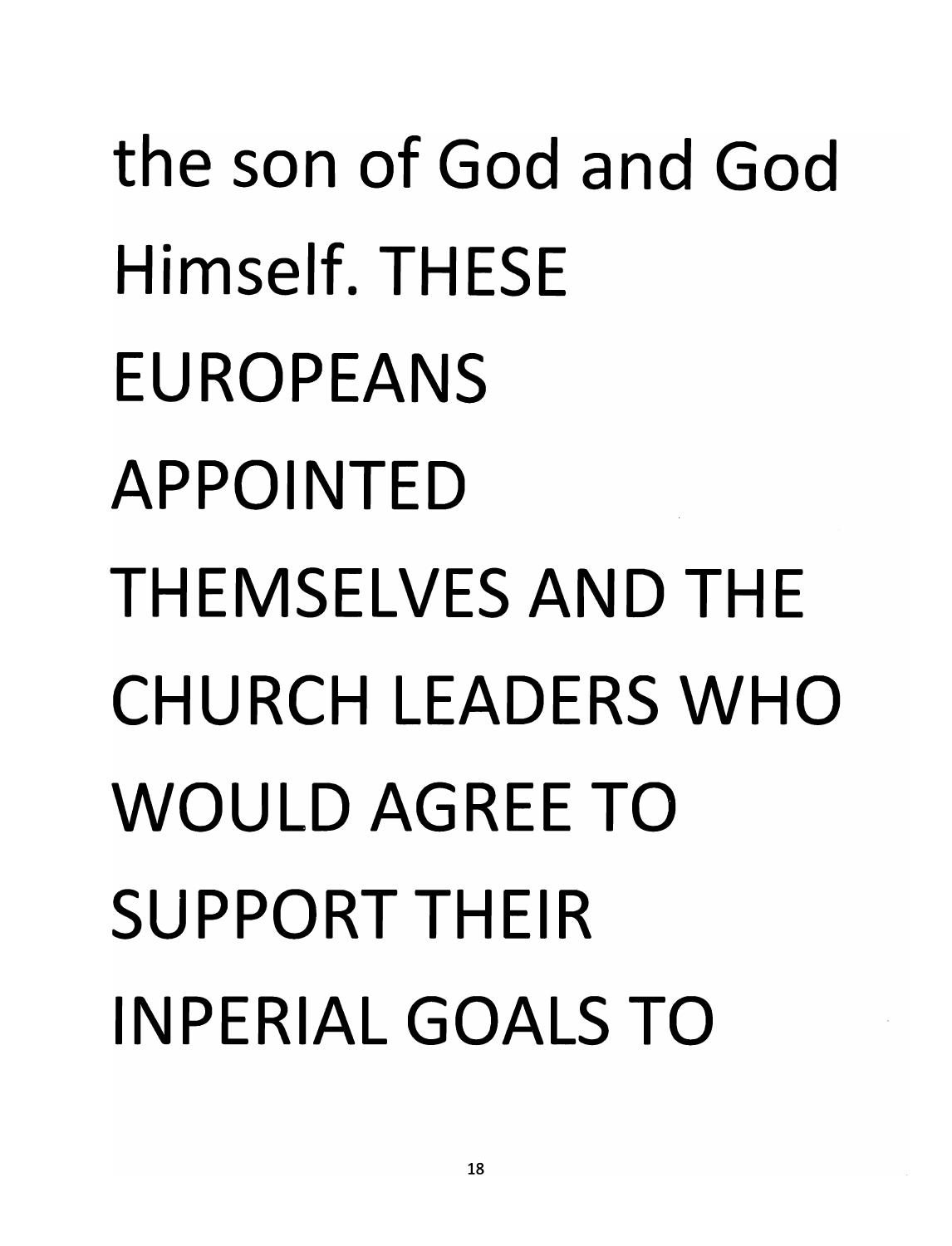the son of God and God Himself. THESE EUROPEANS APPOINTED THEMSELVES AND THE CHURCH LEADERS WHO WOULD AGREE TO SUPPORT THEIR INPERIAL GOALS TO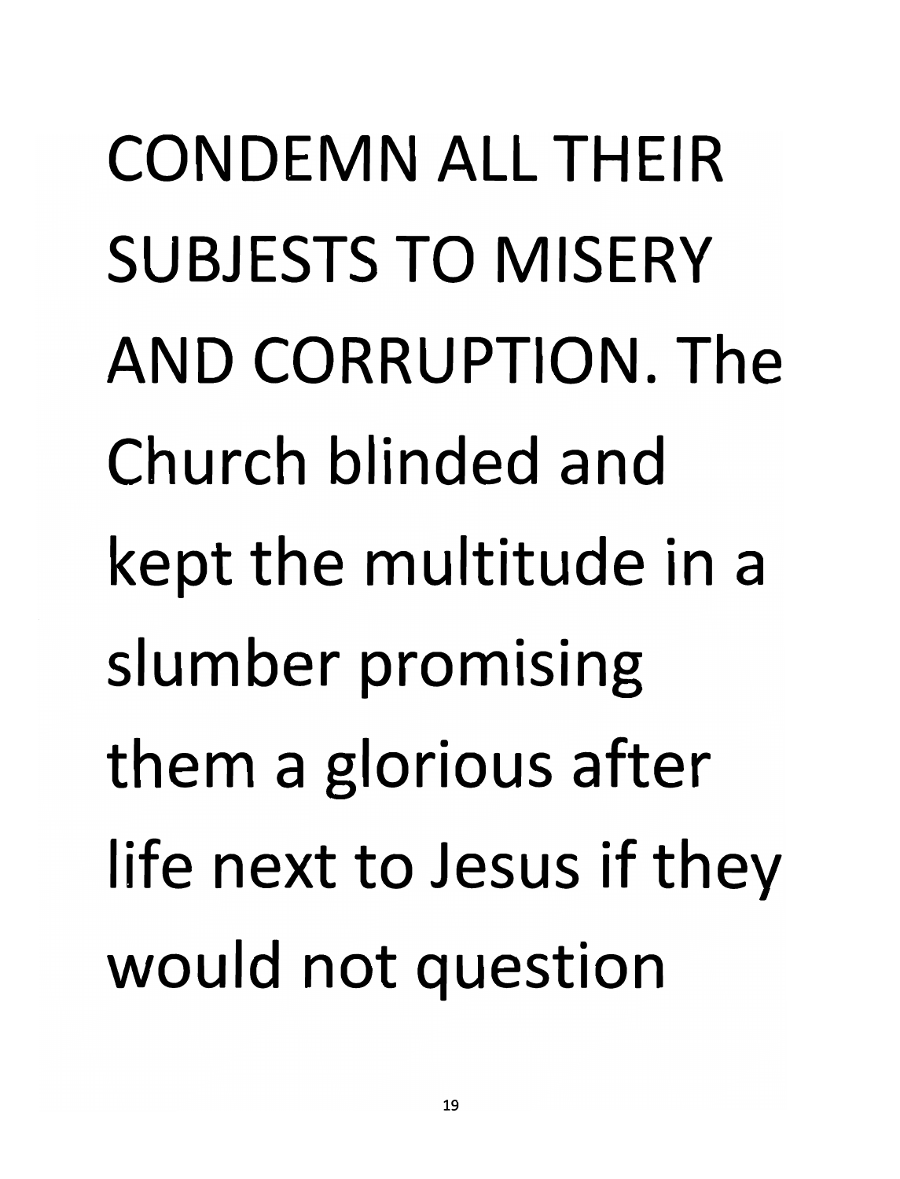CONDEMN ALL THEIR SUBJESTS TO MISERY AND CORRUPTION. The Church blinded and kept the multitude in a slumber promising them a glorious after life next to Jesus if they would not question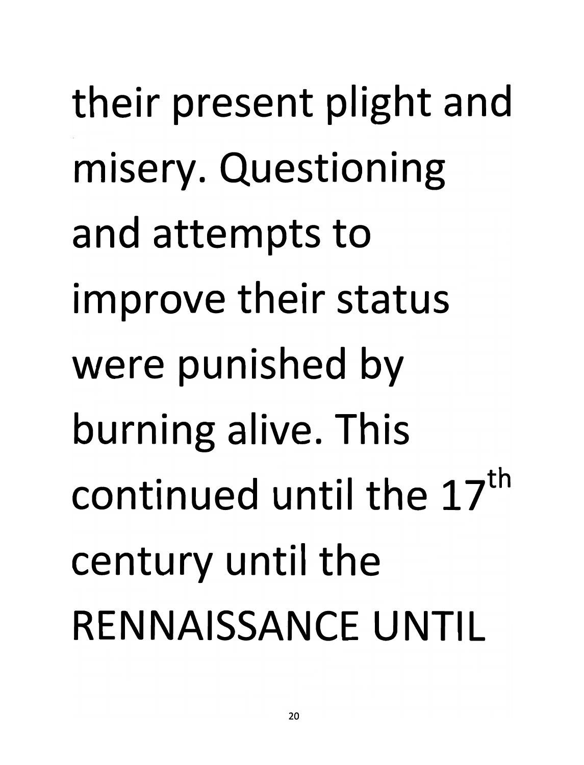their present plight and misery. Questioning and attempts to improve their status were punished by burning alive. This continued until the 17th century until the RENNAISSANCE UNTIL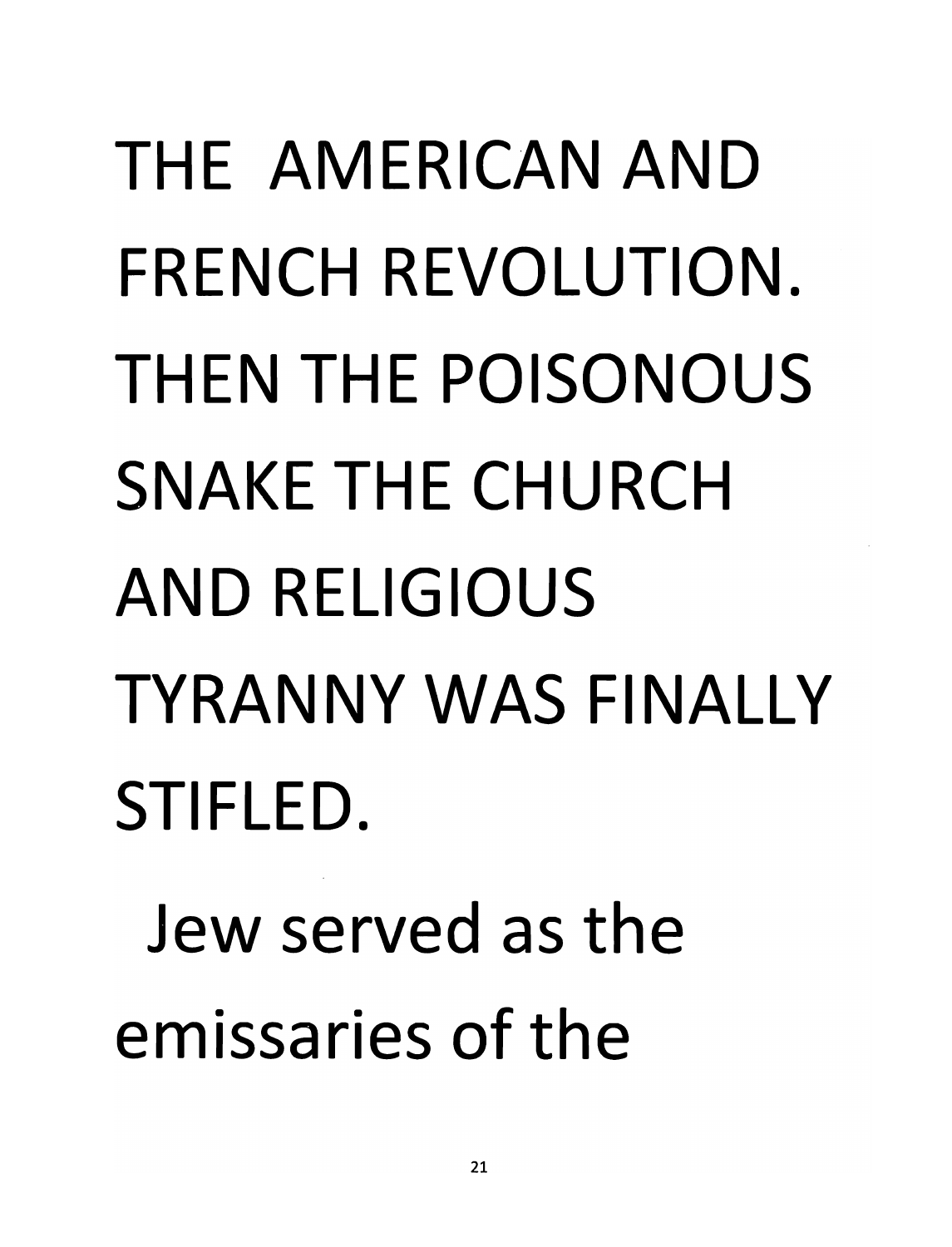THE AMERICAN AND FRENCH REVOLUTION. THEN THE POISONOUS SNAKE THE CHURCH AND RELIGIOUS TYRANNY WAS FINALLY STIFLED.

Jew served as the emissaries of the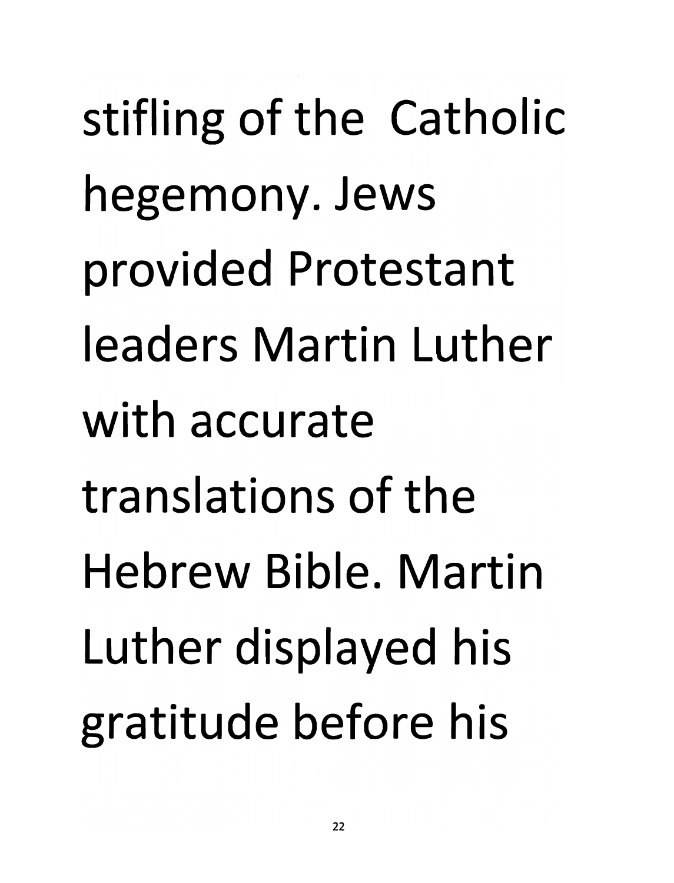stifling of the Catholic hegemony. Jews provided Protestant leaders Martin Luther with accurate translations of the Hebrew Bible. Martin Luther displayed his gratitude before his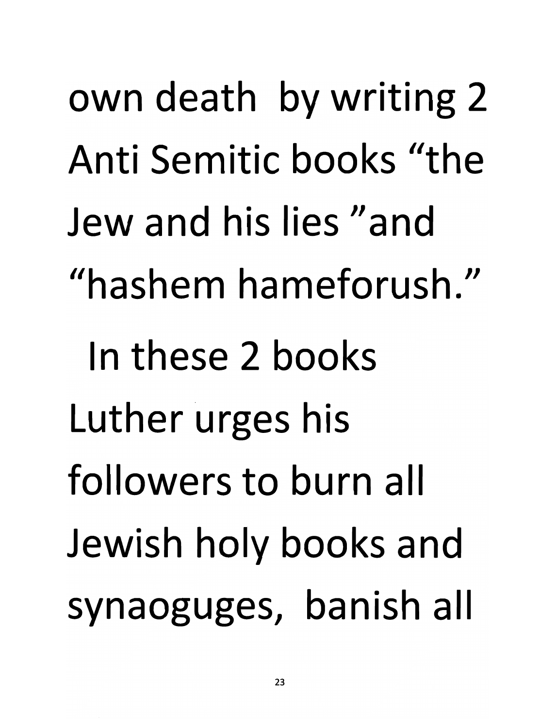own death by writing 2 Anti Semitic books "the Jew and his lies "and "hashem hameforush."

In these 2 books Luther urges his followers to burn all Jewish holy books and synaoguges, banish all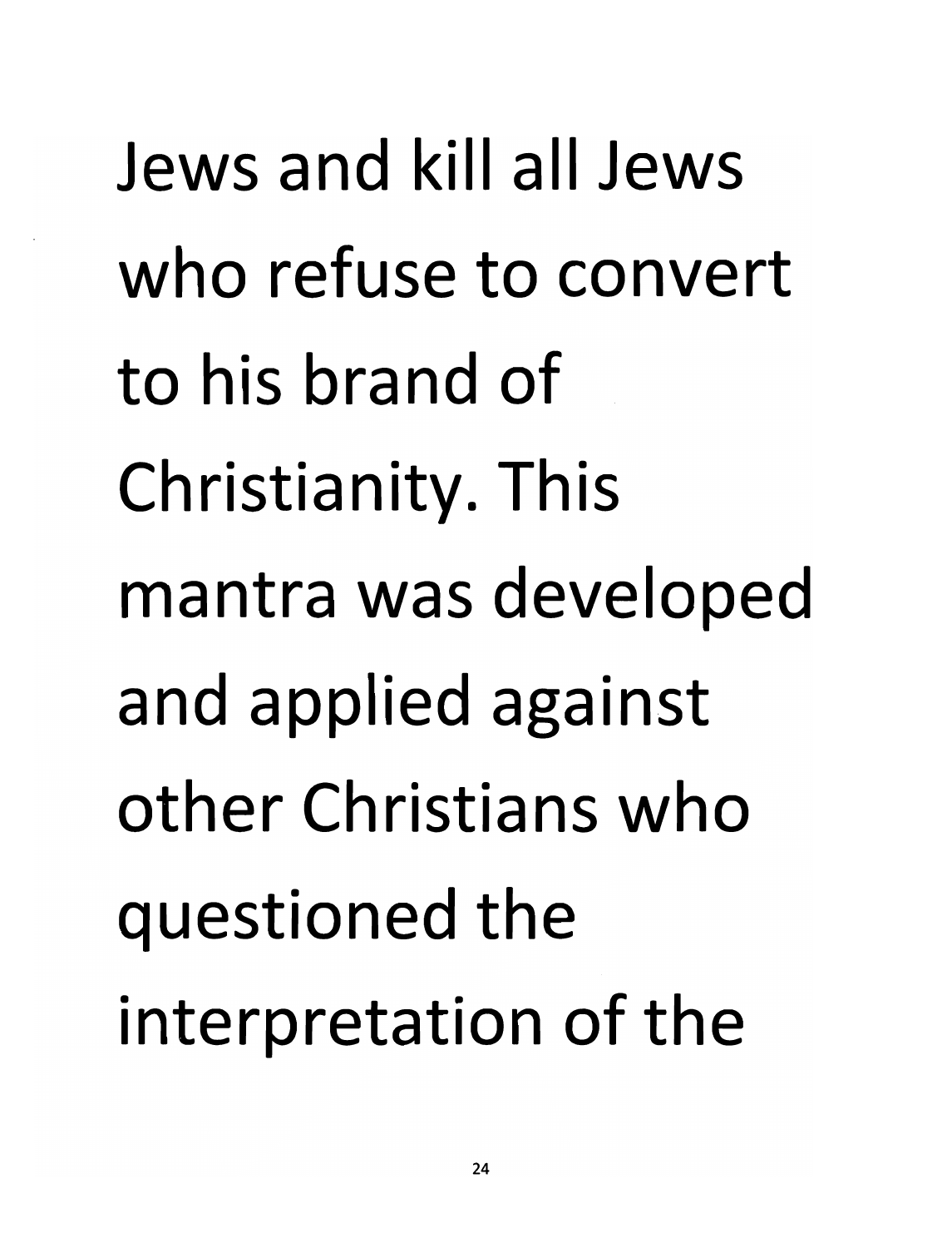Jews and kill all Jews who refuse to convert to his brand of Christianity. This mantra was developed and applied against other Christians who questioned the interpretation of the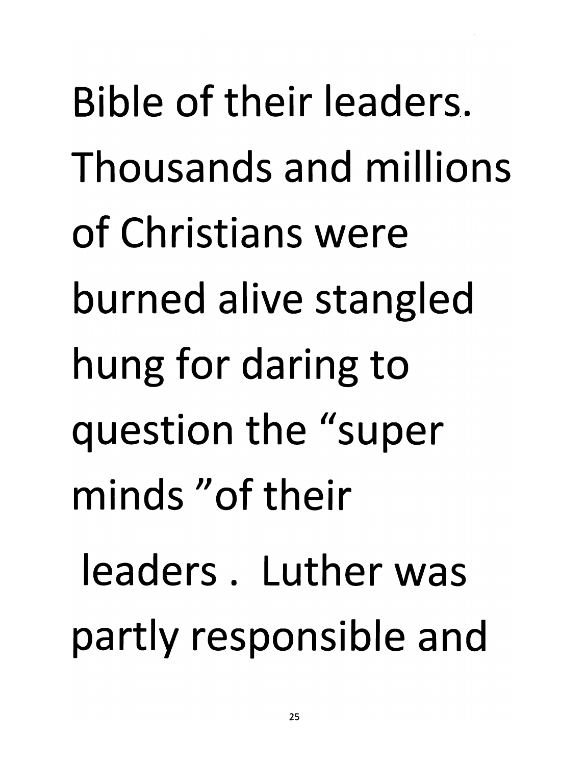Bible of their leaders. Thousands and millions of Christians were burned alive stangled hung for daring to question the "super minds "of their leaders . Luther was partly responsible and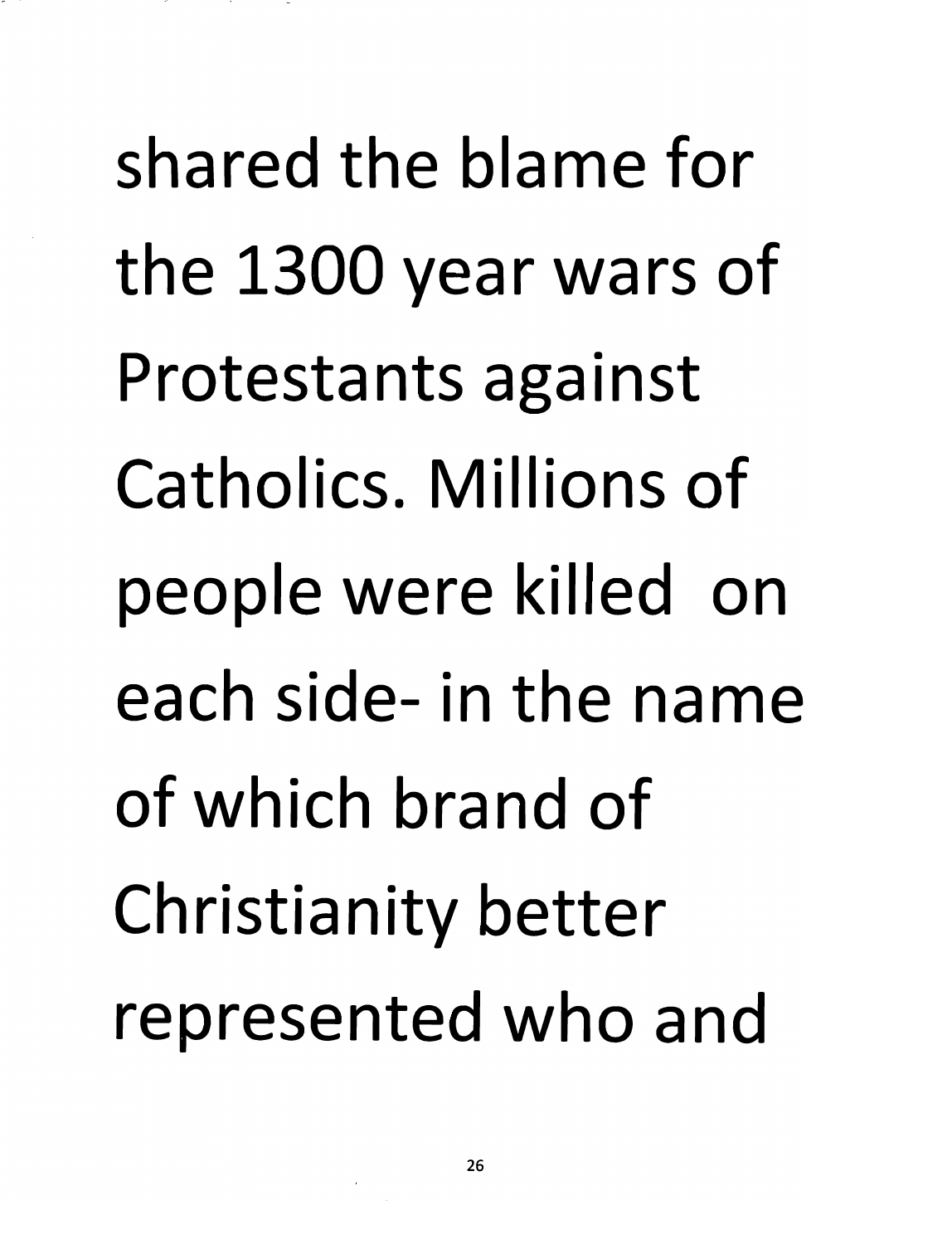shared the blame for the 1300 year wars of Protestants against Catholics. Millions of people were killed on each side- in the name of which brand of Christianity better represented who and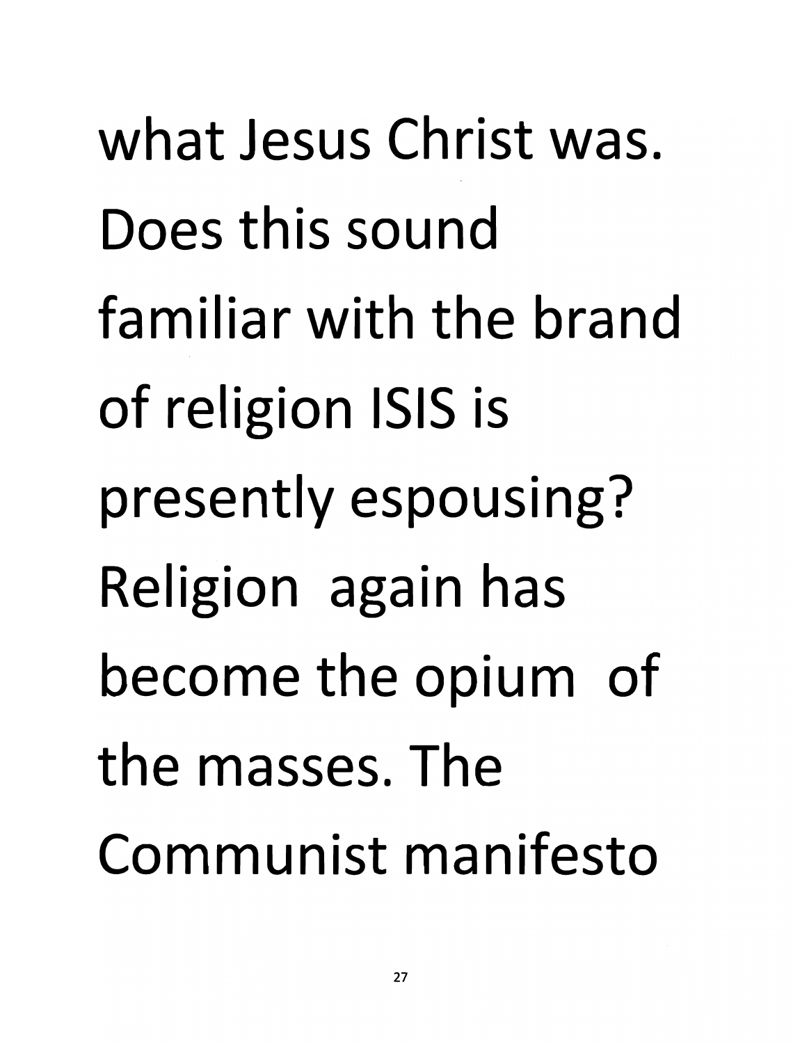what Jesus Christ was. Does this sound familiar with the brand of religion ISIS is presently espousing? Religion again has become the opium of the masses. The Communist manifesto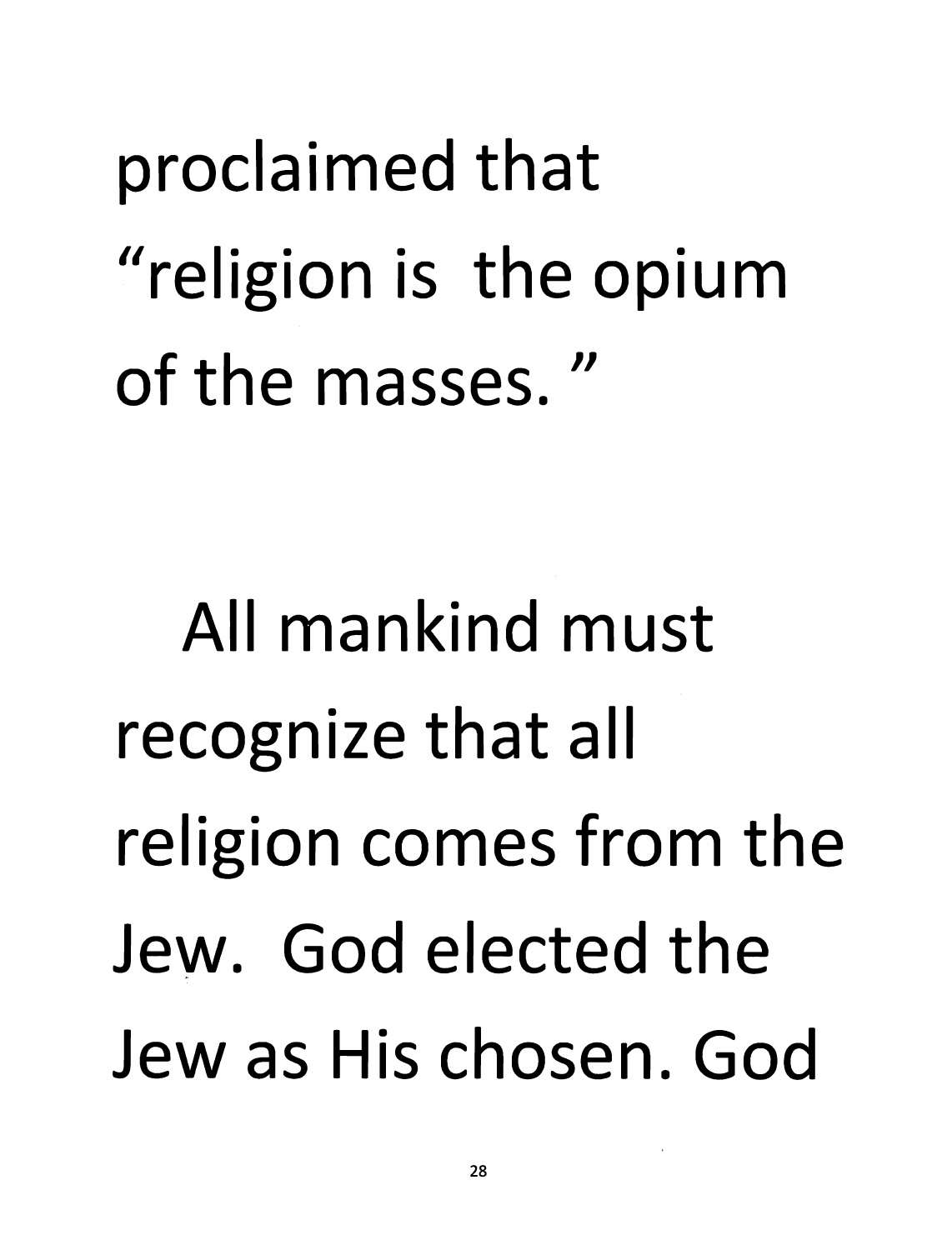proclaimed that "religion is the opium of the masses."

All mankind must recognize that all religion comes from the Jew. God elected the Jew as His chosen. God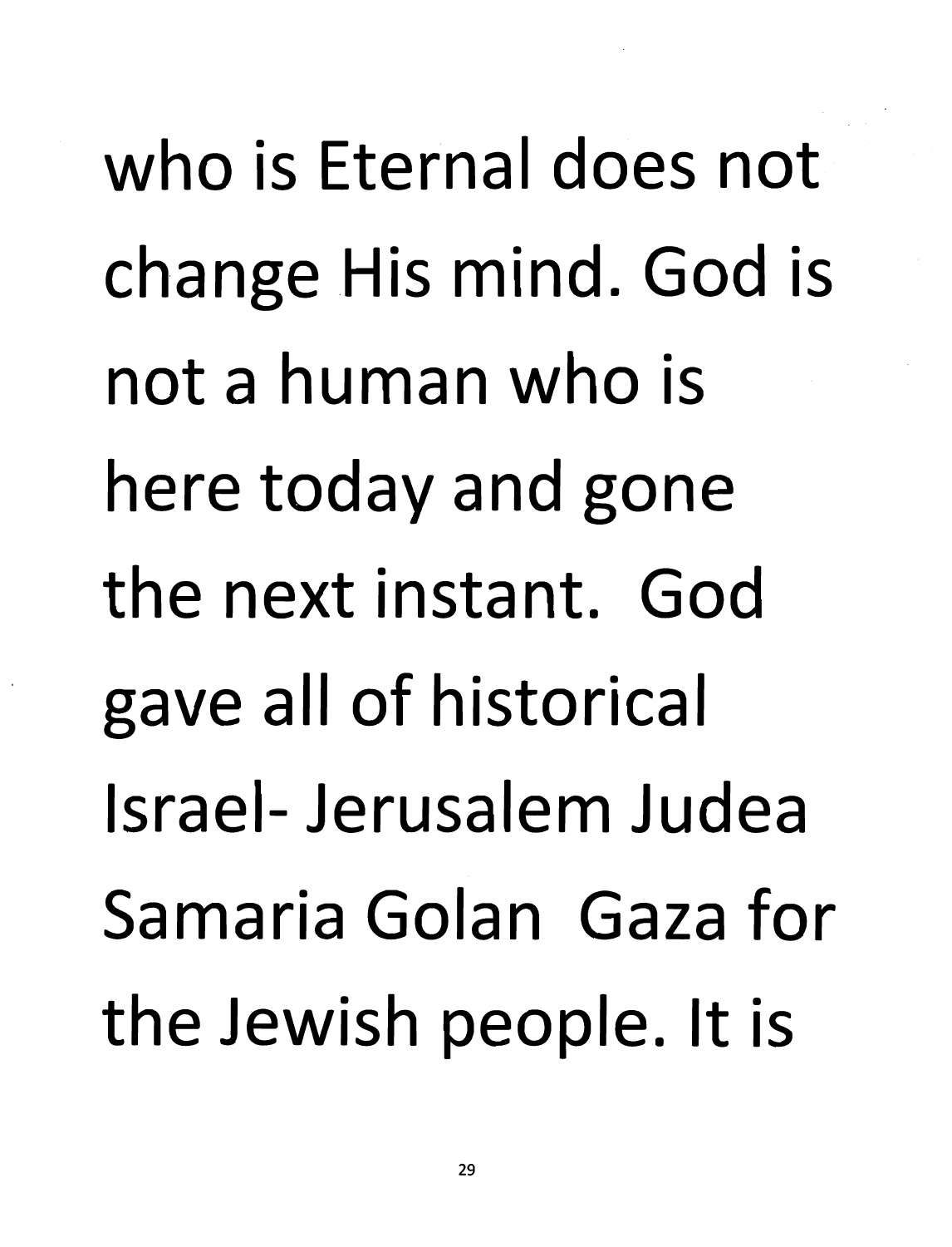who is Eternal does not change His mind. God is not a human who is here today and gone the next instant. God gave all of historical Israel- Jerusalem Judea Samaria Golan Gaza for the Jewish people. It is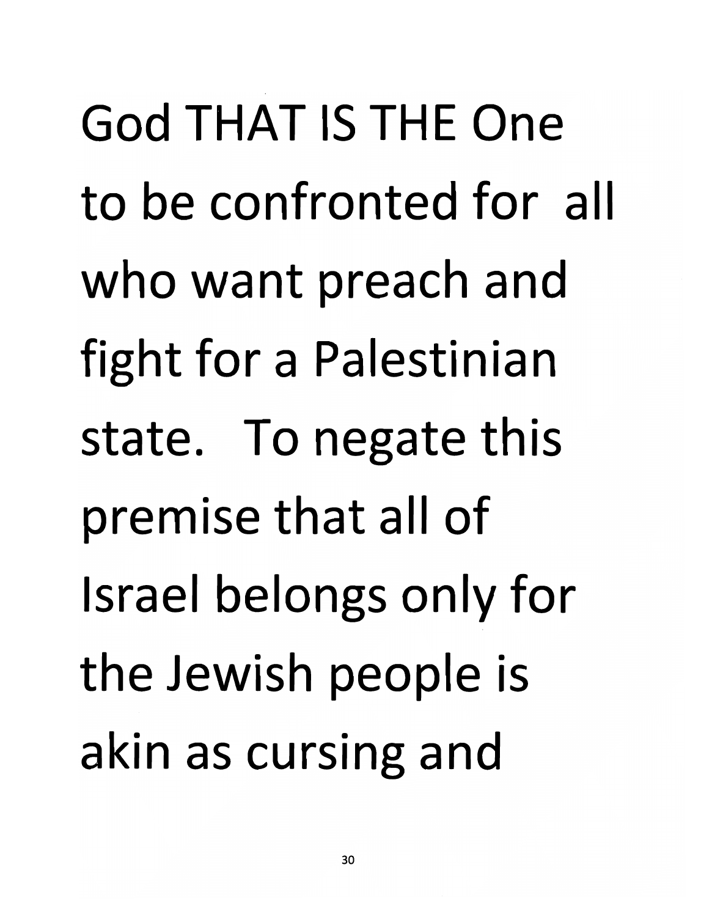God THAT IS THE One to be confronted for all who want preach and fight for a Palestinian state. To negate this premise that all of Israel belongs only for the Jewish people is akin as cursing and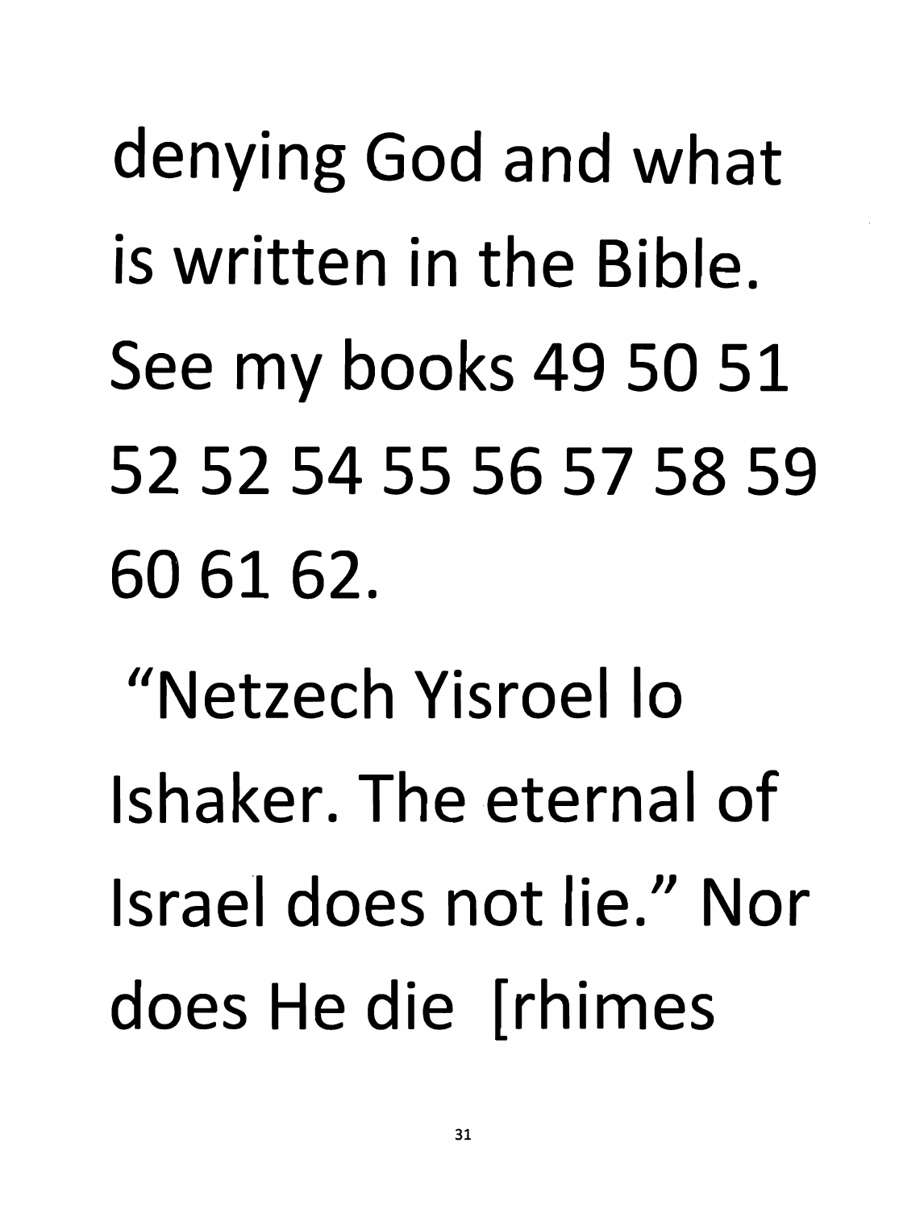denying God and what is written in the Bible. See my books 49 50 51 52 52 54 55 56 57 58 59 60 61 62.

"Netzech Yisroel lo Ishaker. The eternal of Israel does not lie." Nor does He die [rhimes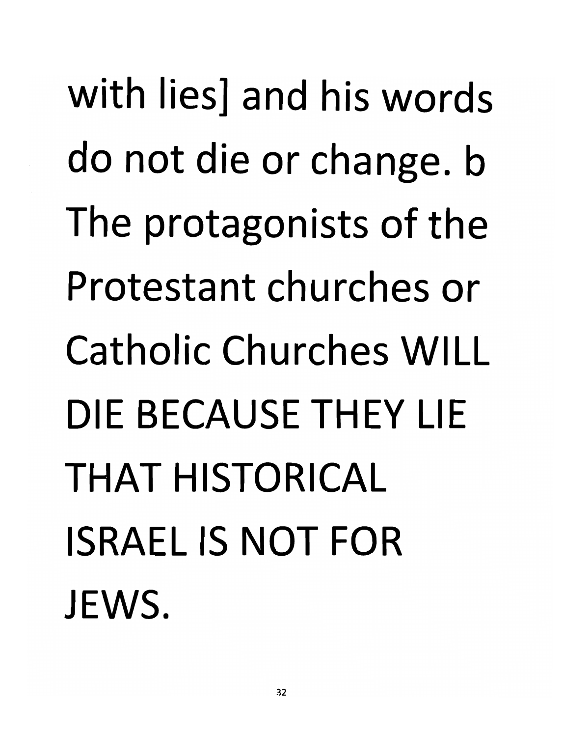with lies] and his words do not die or change. b The protagonists of the Protestant churches or Catholic Churches WILL DIE BECAUSE THEY LIE THAT HISTORICAL ISRAEL IS NOT FOR JEWS.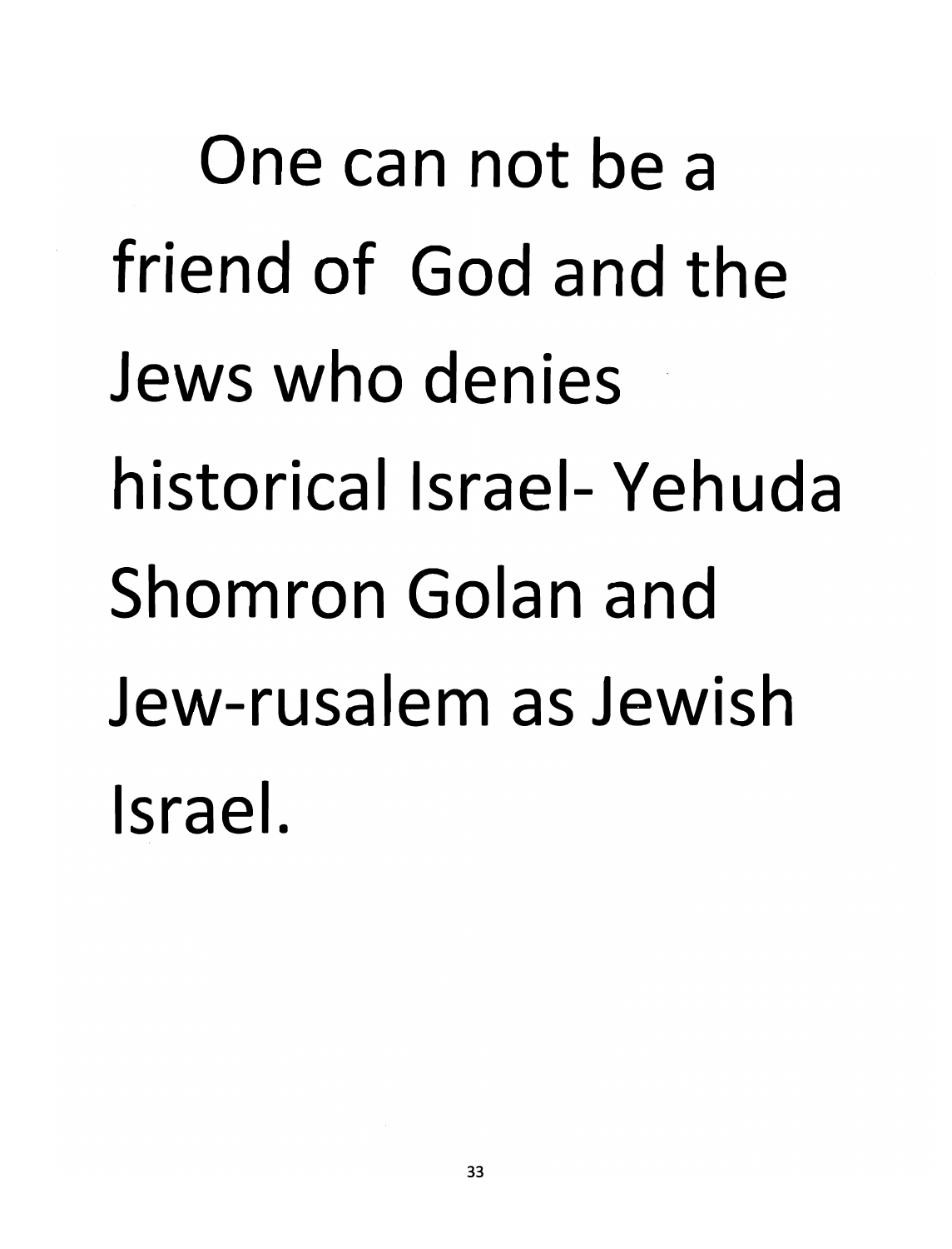One can not be a friend of God and the Jews who denies historical Israel- Yehuda Shomron Golan and Jew-rusalem as Jewish Israel.